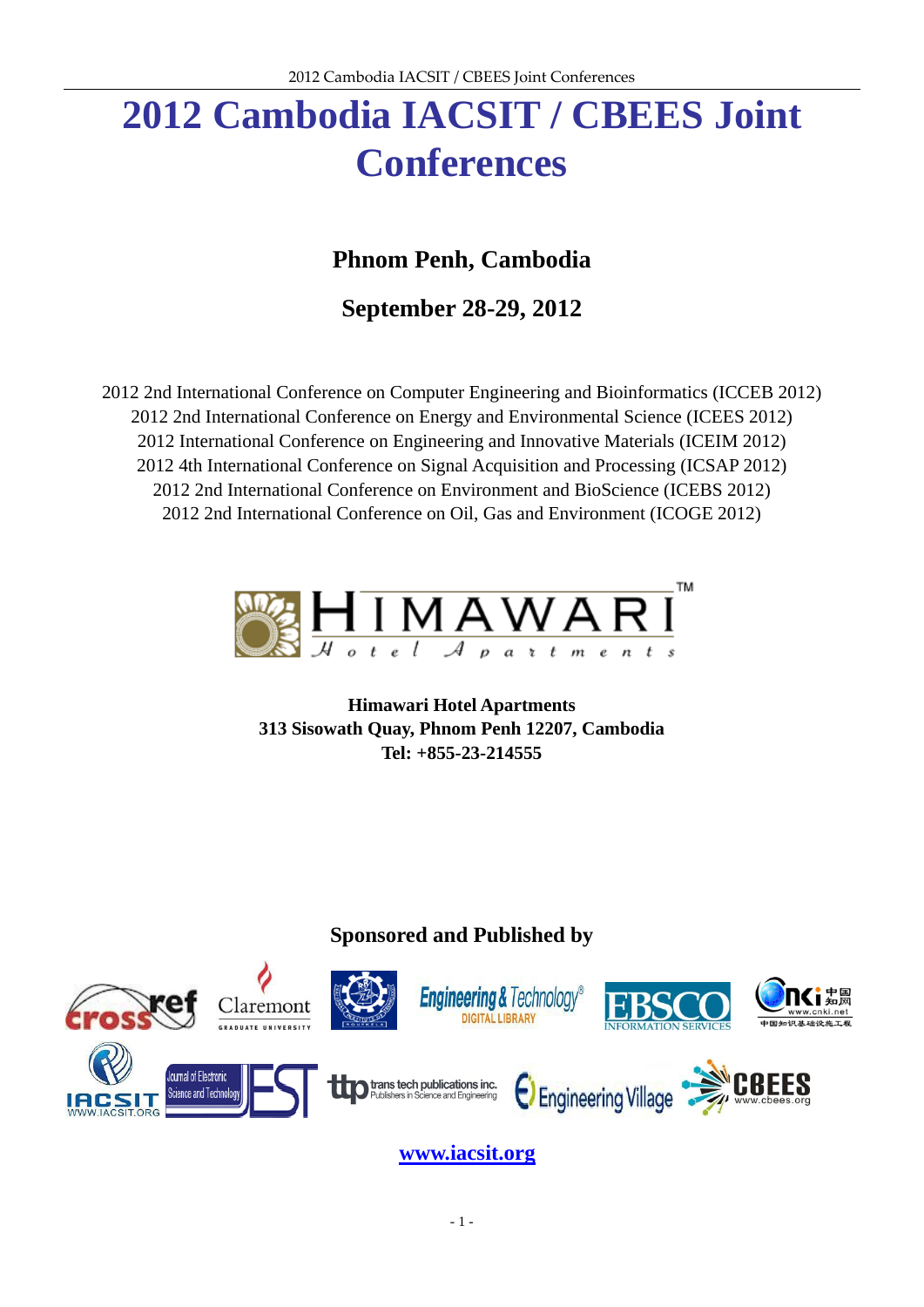# 2012 Cambodia IACSIT / CBEES Joint Conferences

## Phnom Penh, Cambodia

## September 28-29, 2012

2012 2nd International Conference on Computer Engineering and Bioinformatics (ICCEB 2012)
2012 2nd International Conference on Energy and Environmental Science (ICEES 2012)
2012 International Conference on Engineering and Innovative Materials (ICEIM 2012)
2012 4th International Conference on Signal Acquisition and Processing (ICSAP 2012)
2012 2nd International Conference on Environment and BioScience (ICEBS 2012)
2012 2nd International Conference on Oil, Gas and Environment (ICOGE 2012)

**Himawari Hotel Apartments**
**313 Sisowath Quay, Phnom Penh 12207, Cambodia**
**Tel: +855-23-214555**

### Sponsored and Published by

www.iacsit.org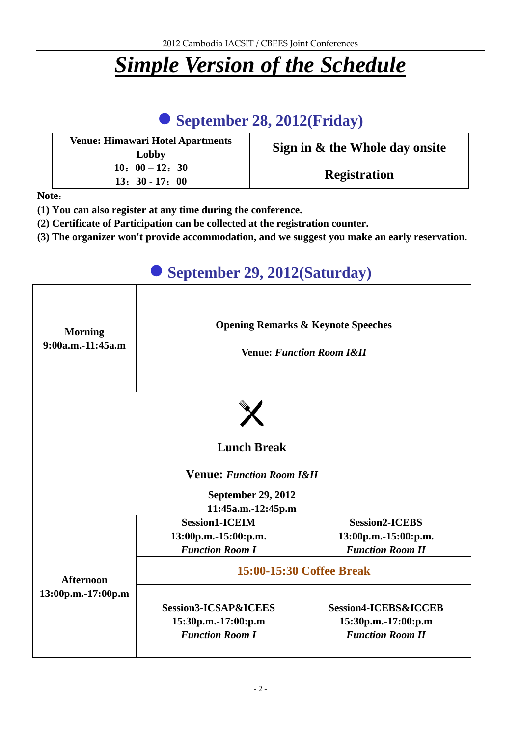# *Simple Version of the Schedule*

## ● September 28, 2012(Friday)

| Venue: Himawari Hotel Apartments Lobby<br>10：00 – 12：30<br>13：30 - 17：00 | Sign in & the Whole day onsite<br><br>Registration |
|---|---|

**Note**：

**(1) You can also register at any time during the conference.**

**(2) Certificate of Participation can be collected at the registration counter.**

**(3) The organizer won't provide accommodation, and we suggest you make an early reservation.**

## ● September 29, 2012(Saturday)

| | | |
|---|---|---|
| **Morning**<br>**9:00a.m.-11:45a.m** | **Opening Remarks & Keynote Speeches**<br><br>**Venue:** ***Function Room I&II*** | |
| **Lunch Break**<br><br>**Venue:** ***Function Room I&II***<br><br>**September 29, 2012**<br>**11:45a.m.-12:45p.m** | | |
| **Afternoon**<br>**13:00p.m.-17:00p.m** | **Session1-ICEIM**<br>**13:00p.m.-15:00:p.m.**<br>***Function Room I*** | **Session2-ICEBS**<br>**13:00p.m.-15:00:p.m.**<br>***Function Room II*** |
| | **15:00-15:30 Coffee Break** | |
| | **Session3-ICSAP&ICEES**<br>**15:30p.m.-17:00:p.m**<br>***Function Room I*** | **Session4-ICEBS&ICCEB**<br>**15:30p.m.-17:00:p.m**<br>***Function Room II*** |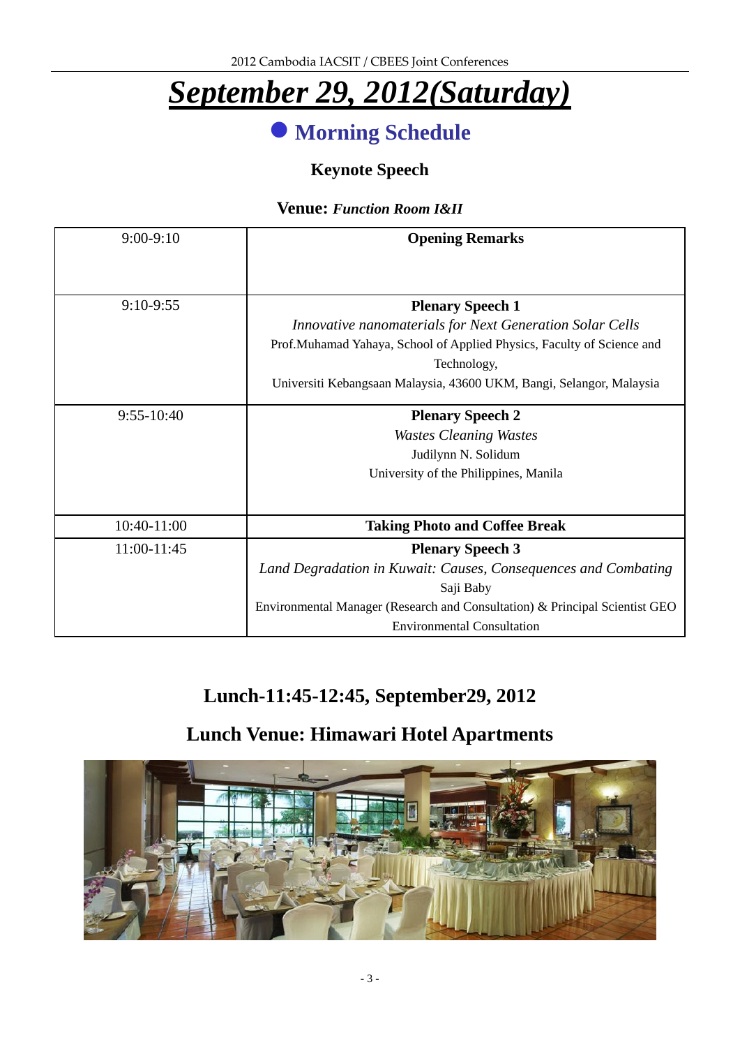# *September 29, 2012(Saturday)*

## ● Morning Schedule

### Keynote Speech

**Venue:** ***Function Room I&II***

| | |
|---|---|
| 9:00-9:10 | **Opening Remarks** |
| 9:10-9:55 | **Plenary Speech 1**<br>*Innovative nanomaterials for Next Generation Solar Cells*<br>Prof.Muhamad Yahaya, School of Applied Physics, Faculty of Science and Technology,<br>Universiti Kebangsaan Malaysia, 43600 UKM, Bangi, Selangor, Malaysia |
| 9:55-10:40 | **Plenary Speech 2**<br>*Wastes Cleaning Wastes*<br>Judilynn N. Solidum<br>University of the Philippines, Manila |
| 10:40-11:00 | **Taking Photo and Coffee Break** |
| 11:00-11:45 | **Plenary Speech 3**<br>*Land Degradation in Kuwait: Causes, Consequences and Combating*<br>Saji Baby<br>Environmental Manager (Research and Consultation) & Principal Scientist GEO Environmental Consultation |

### Lunch-11:45-12:45, September29, 2012

### Lunch Venue: Himawari Hotel Apartments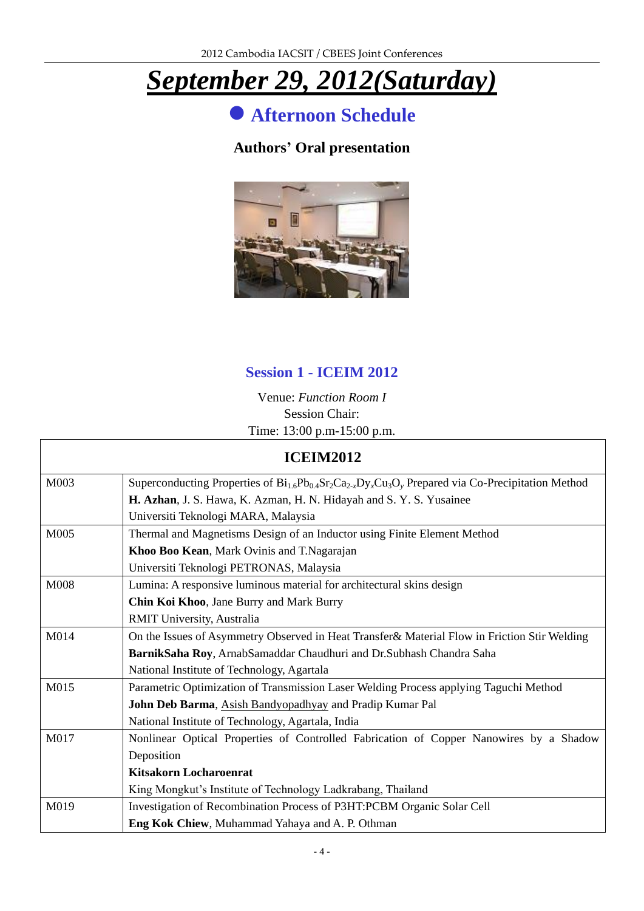# September 29, 2012(Saturday)

## ● Afternoon Schedule

### Authors' Oral presentation

### Session 1 - ICEIM 2012

Venue: *Function Room I*
Session Chair:
Time: 13:00 p.m-15:00 p.m.

| ICEIM2012 | |
|---|---|
| M003 | Superconducting Properties of $Bi_{1.6}Pb_{0.4}Sr_2Ca_{2\text{-}x}Dy_xCu_3O_y$ Prepared via Co-Precipitation Method<br>**H. Azhan**, J. S. Hawa, K. Azman, H. N. Hidayah and S. Y. S. Yusainee<br>Universiti Teknologi MARA, Malaysia |
| M005 | Thermal and Magnetisms Design of an Inductor using Finite Element Method<br>**Khoo Boo Kean**, Mark Ovinis and T.Nagarajan<br>Universiti Teknologi PETRONAS, Malaysia |
| M008 | Lumina: A responsive luminous material for architectural skins design<br>**Chin Koi Khoo**, Jane Burry and Mark Burry<br>RMIT University, Australia |
| M014 | On the Issues of Asymmetry Observed in Heat Transfer& Material Flow in Friction Stir Welding<br>**BarnikSaha Roy**, ArnabSamaddar Chaudhuri and Dr.Subhash Chandra Saha<br>National Institute of Technology, Agartala |
| M015 | Parametric Optimization of Transmission Laser Welding Process applying Taguchi Method<br>**John Deb Barma**, Asish Bandyopadhyay and Pradip Kumar Pal<br>National Institute of Technology, Agartala, India |
| M017 | Nonlinear Optical Properties of Controlled Fabrication of Copper Nanowires by a Shadow Deposition<br>**Kitsakorn Locharoenrat**<br>King Mongkut's Institute of Technology Ladkrabang, Thailand |
| M019 | Investigation of Recombination Process of P3HT:PCBM Organic Solar Cell<br>**Eng Kok Chiew**, Muhammad Yahaya and A. P. Othman |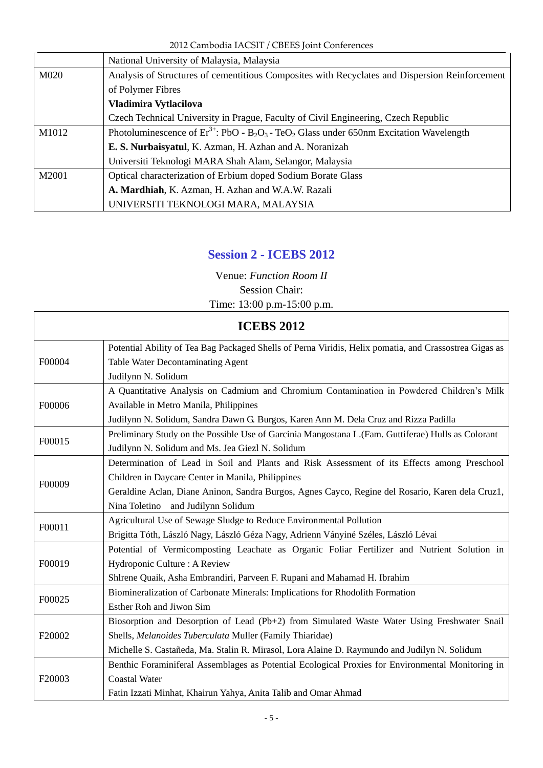| | |
|---|---|
| | National University of Malaysia, Malaysia |
| M020 | Analysis of Structures of cementitious Composites with Recyclates and Dispersion Reinforcement of Polymer Fibres<br>**Vladimira Vytlacilova**<br>Czech Technical University in Prague, Faculty of Civil Engineering, Czech Republic |
| M1012 | Photoluminescence of $Er^{3+}$: PbO - $B_2O_3$ - $TeO_2$ Glass under 650nm Excitation Wavelength<br>**E. S. Nurbaisyatul**, K. Azman, H. Azhan and A. Noranizah<br>Universiti Teknologi MARA Shah Alam, Selangor, Malaysia |
| M2001 | Optical characterization of Erbium doped Sodium Borate Glass<br>**A. Mardhiah**, K. Azman, H. Azhan and W.A.W. Razali<br>UNIVERSITI TEKNOLOGI MARA, MALAYSIA |

## Session 2 - ICEBS 2012

Venue: *Function Room II*

Session Chair:

Time: 13:00 p.m-15:00 p.m.

| ICEBS 2012 | |
|---|---|
| F00004 | Potential Ability of Tea Bag Packaged Shells of Perna Viridis, Helix pomatia, and Crassostrea Gigas as Table Water Decontaminating Agent<br>Judilynn N. Solidum |
| F00006 | A Quantitative Analysis on Cadmium and Chromium Contamination in Powdered Children's Milk Available in Metro Manila, Philippines<br>Judilynn N. Solidum, Sandra Dawn G. Burgos, Karen Ann M. Dela Cruz and Rizza Padilla |
| F00015 | Preliminary Study on the Possible Use of Garcinia Mangostana L.(Fam. Guttiferae) Hulls as Colorant<br>Judilynn N. Solidum and Ms. Jea Giezl N. Solidum |
| F00009 | Determination of Lead in Soil and Plants and Risk Assessment of its Effects among Preschool Children in Daycare Center in Manila, Philippines<br>Geraldine Aclan, Diane Aninon, Sandra Burgos, Agnes Cayco, Regine del Rosario, Karen dela Cruz1, Nina Toletino and Judilynn Solidum |
| F00011 | Agricultural Use of Sewage Sludge to Reduce Environmental Pollution<br>Brigitta Tóth, László Nagy, László Géza Nagy, Adrienn Ványiné Széles, László Lévai |
| F00019 | Potential of Vermicomposting Leachate as Organic Foliar Fertilizer and Nutrient Solution in Hydroponic Culture : A Review<br>Shlrene Quaik, Asha Embrandiri, Parveen F. Rupani and Mahamad H. Ibrahim |
| F00025 | Biomineralization of Carbonate Minerals: Implications for Rhodolith Formation<br>Esther Roh and Jiwon Sim |
| F20002 | Biosorption and Desorption of Lead (Pb+2) from Simulated Waste Water Using Freshwater Snail Shells, *Melanoides Tuberculata* Muller (Family Thiaridae)<br>Michelle S. Castañeda, Ma. Stalin R. Mirasol, Lora Alaine D. Raymundo and Judilyn N. Solidum |
| F20003 | Benthic Foraminiferal Assemblages as Potential Ecological Proxies for Environmental Monitoring in Coastal Water<br>Fatin Izzati Minhat, Khairun Yahya, Anita Talib and Omar Ahmad |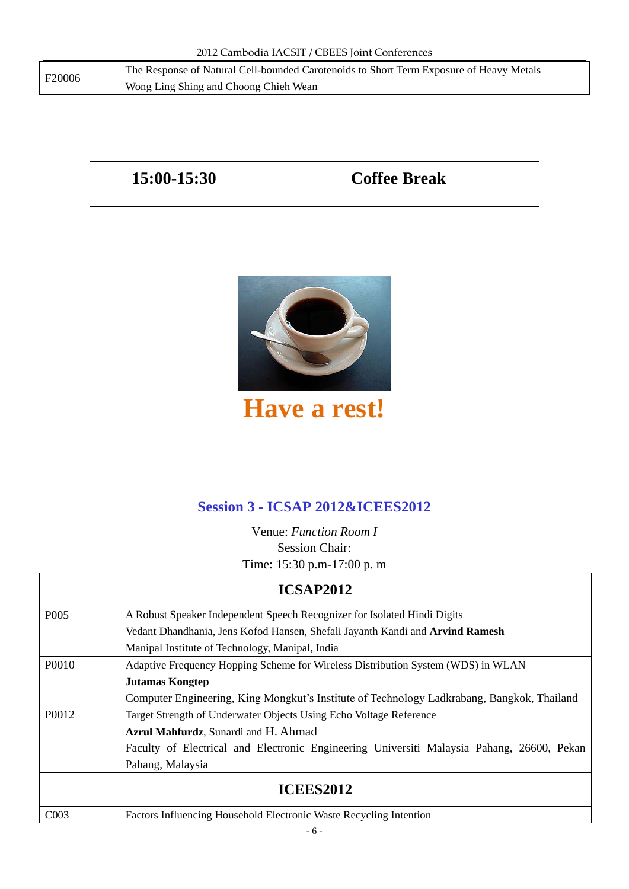| F20006 | The Response of Natural Cell-bounded Carotenoids to Short Term Exposure of Heavy Metals<br>Wong Ling Shing and Choong Chieh Wean |
|---|---|

| 15:00-15:30 | Coffee Break |
|---|---|

**Have a rest!**

## Session 3 - ICSAP 2012&ICEES2012

Venue: *Function Room I*
Session Chair:
Time: 15:30 p.m-17:00 p. m

| ICSAP2012 | |
|---|---|
| P005 | A Robust Speaker Independent Speech Recognizer for Isolated Hindi Digits<br>Vedant Dhandhania, Jens Kofod Hansen, Shefali Jayanth Kandi and **Arvind Ramesh**<br>Manipal Institute of Technology, Manipal, India |
| P0010 | Adaptive Frequency Hopping Scheme for Wireless Distribution System (WDS) in WLAN<br>**Jutamas Kongtep**<br>Computer Engineering, King Mongkut's Institute of Technology Ladkrabang, Bangkok, Thailand |
| P0012 | Target Strength of Underwater Objects Using Echo Voltage Reference<br>**Azrul Mahfurdz**, Sunardi and H. Ahmad<br>Faculty of Electrical and Electronic Engineering Universiti Malaysia Pahang, 26600, Pekan Pahang, Malaysia |
| **ICEES2012** | |
| C003 | Factors Influencing Household Electronic Waste Recycling Intention |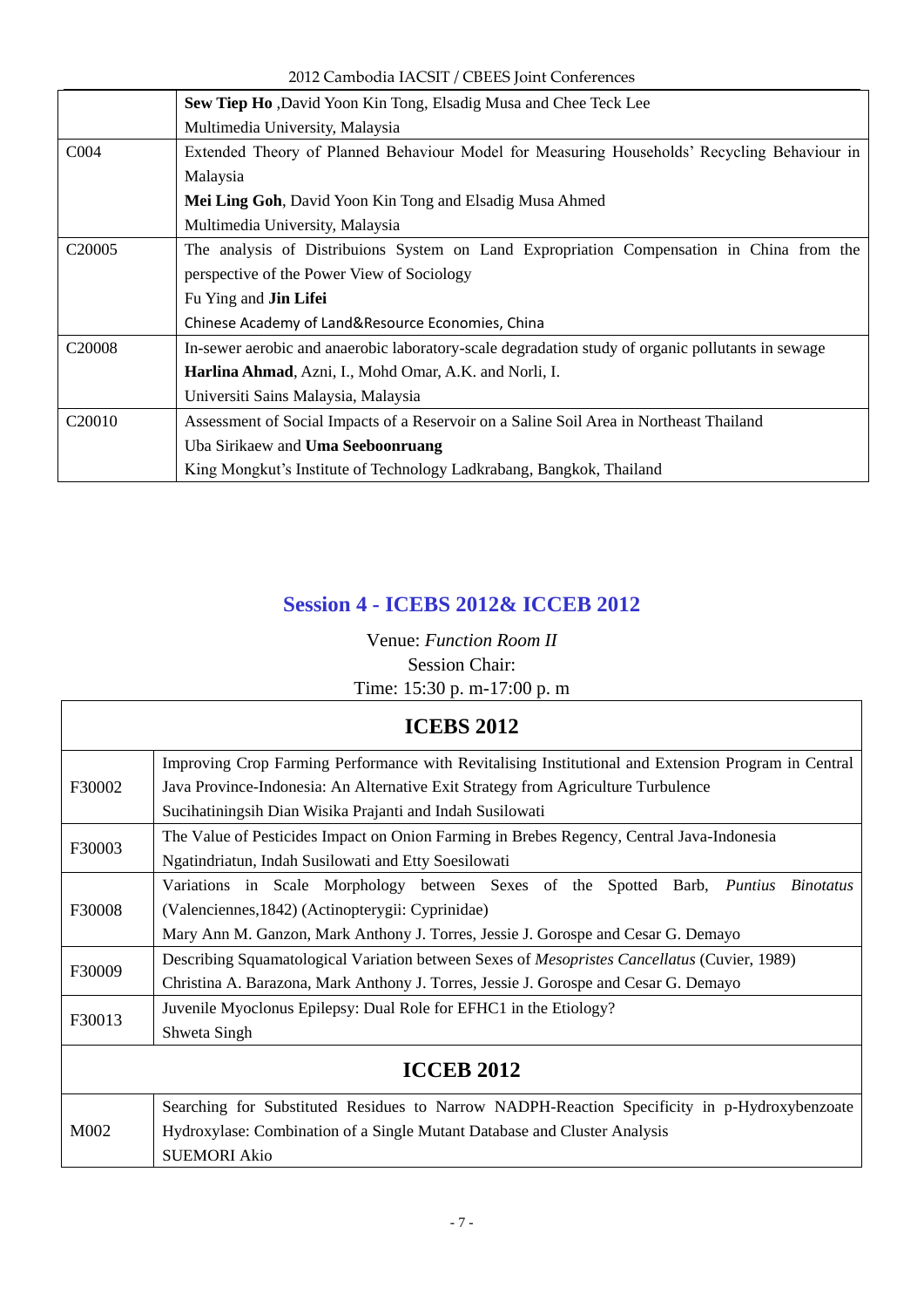| | |
|---|---|
| | **Sew Tiep Ho** ,David Yoon Kin Tong, Elsadig Musa and Chee Teck Lee<br>Multimedia University, Malaysia |
| C004 | Extended Theory of Planned Behaviour Model for Measuring Households' Recycling Behaviour in Malaysia<br>**Mei Ling Goh**, David Yoon Kin Tong and Elsadig Musa Ahmed<br>Multimedia University, Malaysia |
| C20005 | The analysis of Distribuions System on Land Expropriation Compensation in China from the perspective of the Power View of Sociology<br>Fu Ying and **Jin Lifei**<br>Chinese Academy of Land&Resource Economies, China |
| C20008 | In-sewer aerobic and anaerobic laboratory-scale degradation study of organic pollutants in sewage<br>**Harlina Ahmad**, Azni, I., Mohd Omar, A.K. and Norli, I.<br>Universiti Sains Malaysia, Malaysia |
| C20010 | Assessment of Social Impacts of a Reservoir on a Saline Soil Area in Northeast Thailand<br>Uba Sirikaew and **Uma Seeboonruang**<br>King Mongkut's Institute of Technology Ladkrabang, Bangkok, Thailand |

## Session 4 - ICEBS 2012& ICCEB 2012

Venue: *Function Room II*

Session Chair:

Time: 15:30 p. m-17:00 p. m

| **ICEBS 2012** | |
|---|---|
| F30002 | Improving Crop Farming Performance with Revitalising Institutional and Extension Program in Central Java Province-Indonesia: An Alternative Exit Strategy from Agriculture Turbulence<br>Sucihatiningsih Dian Wisika Prajanti and Indah Susilowati |
| F30003 | The Value of Pesticides Impact on Onion Farming in Brebes Regency, Central Java-Indonesia<br>Ngatindriatun, Indah Susilowati and Etty Soesilowati |
| F30008 | Variations in Scale Morphology between Sexes of the Spotted Barb, *Puntius Binotatus* (Valenciennes,1842) (Actinopterygii: Cyprinidae)<br>Mary Ann M. Ganzon, Mark Anthony J. Torres, Jessie J. Gorospe and Cesar G. Demayo |
| F30009 | Describing Squamatological Variation between Sexes of *Mesopristes Cancellatus* (Cuvier, 1989)<br>Christina A. Barazona, Mark Anthony J. Torres, Jessie J. Gorospe and Cesar G. Demayo |
| F30013 | Juvenile Myoclonus Epilepsy: Dual Role for EFHC1 in the Etiology?<br>Shweta Singh |
| **ICCEB 2012** | |
| M002 | Searching for Substituted Residues to Narrow NADPH-Reaction Specificity in p-Hydroxybenzoate Hydroxylase: Combination of a Single Mutant Database and Cluster Analysis<br>SUEMORI Akio |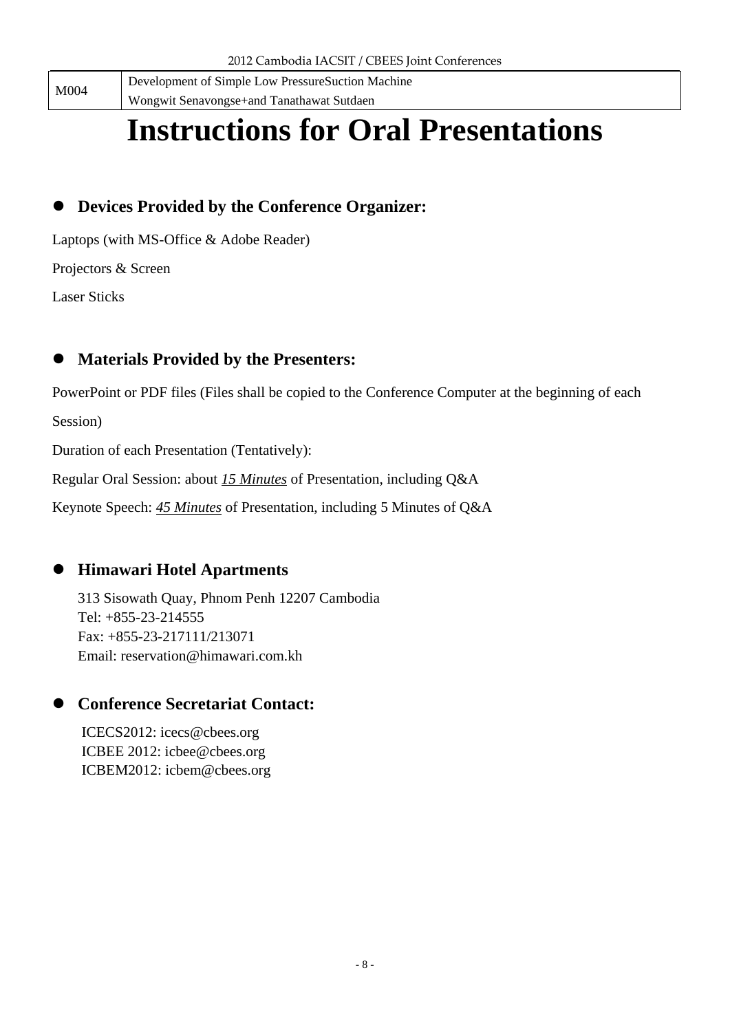| M004 | Development of Simple Low PressureSuction Machine<br>Wongwit Senavongse+and Tanathawat Sutdaen |
|---|---|

# Instructions for Oral Presentations

- **Devices Provided by the Conference Organizer:**

Laptops (with MS-Office & Adobe Reader)

Projectors & Screen

Laser Sticks

- **Materials Provided by the Presenters:**

PowerPoint or PDF files (Files shall be copied to the Conference Computer at the beginning of each Session)

Duration of each Presentation (Tentatively):

Regular Oral Session: about *15 Minutes* of Presentation, including Q&A

Keynote Speech: *45 Minutes* of Presentation, including 5 Minutes of Q&A

- **Himawari Hotel Apartments**

  313 Sisowath Quay, Phnom Penh 12207 Cambodia
  Tel: +855-23-214555
  Fax: +855-23-217111/213071
  Email: reservation@himawari.com.kh

- **Conference Secretariat Contact:**

  ICECS2012: icecs@cbees.org
  ICBEE 2012: icbee@cbees.org
  ICBEM2012: icbem@cbees.org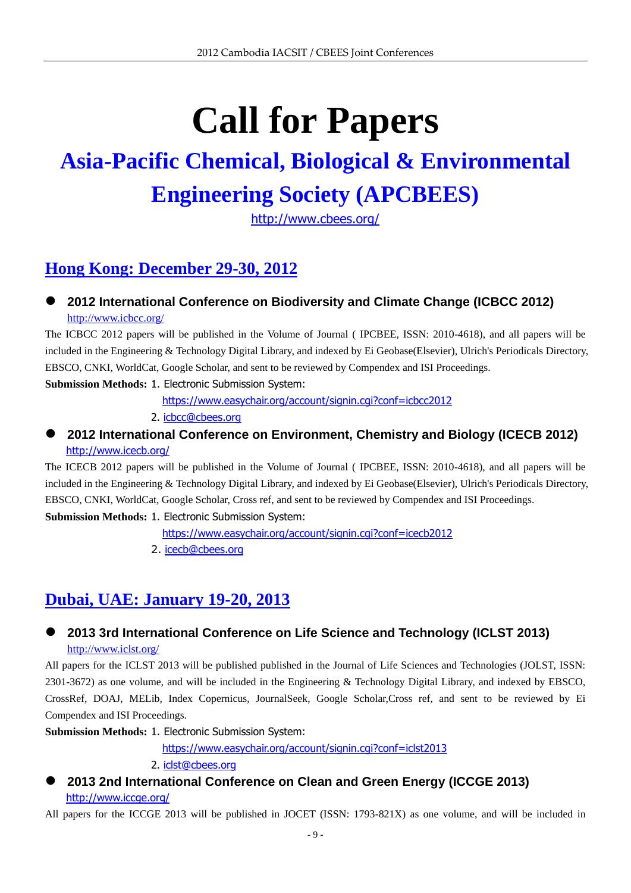# Call for Papers

## Asia-Pacific Chemical, Biological & Environmental Engineering Society (APCBEES)

http://www.cbees.org/

## Hong Kong: December 29-30, 2012

- **2012 International Conference on Biodiversity and Climate Change (ICBCC 2012)**
  http://www.icbcc.org/

The ICBCC 2012 papers will be published in the Volume of Journal ( IPCBEE, ISSN: 2010-4618), and all papers will be included in the Engineering & Technology Digital Library, and indexed by Ei Geobase(Elsevier), Ulrich's Periodicals Directory, EBSCO, CNKI, WorldCat, Google Scholar, and sent to be reviewed by Compendex and ISI Proceedings.

**Submission Methods:** 1. Electronic Submission System:
https://www.easychair.org/account/signin.cgi?conf=icbcc2012
2. icbcc@cbees.org

- **2012 International Conference on Environment, Chemistry and Biology (ICECB 2012)**
  http://www.icecb.org/

The ICECB 2012 papers will be published in the Volume of Journal ( IPCBEE, ISSN: 2010-4618), and all papers will be included in the Engineering & Technology Digital Library, and indexed by Ei Geobase(Elsevier), Ulrich's Periodicals Directory, EBSCO, CNKI, WorldCat, Google Scholar, Cross ref, and sent to be reviewed by Compendex and ISI Proceedings.

**Submission Methods:** 1. Electronic Submission System:
https://www.easychair.org/account/signin.cgi?conf=icecb2012
2. icecb@cbees.org

## Dubai, UAE: January 19-20, 2013

- **2013 3rd International Conference on Life Science and Technology (ICLST 2013)**
  http://www.iclst.org/

All papers for the ICLST 2013 will be published published in the Journal of Life Sciences and Technologies (JOLST, ISSN: 2301-3672) as one volume, and will be included in the Engineering & Technology Digital Library, and indexed by EBSCO, CrossRef, DOAJ, MELib, Index Copernicus, JournalSeek, Google Scholar,Cross ref, and sent to be reviewed by Ei Compendex and ISI Proceedings.

**Submission Methods:** 1. Electronic Submission System:
https://www.easychair.org/account/signin.cgi?conf=iclst2013
2. iclst@cbees.org

- **2013 2nd International Conference on Clean and Green Energy (ICCGE 2013)**
  http://www.iccge.org/

All papers for the ICCGE 2013 will be published in JOCET (ISSN: 1793-821X) as one volume, and will be included in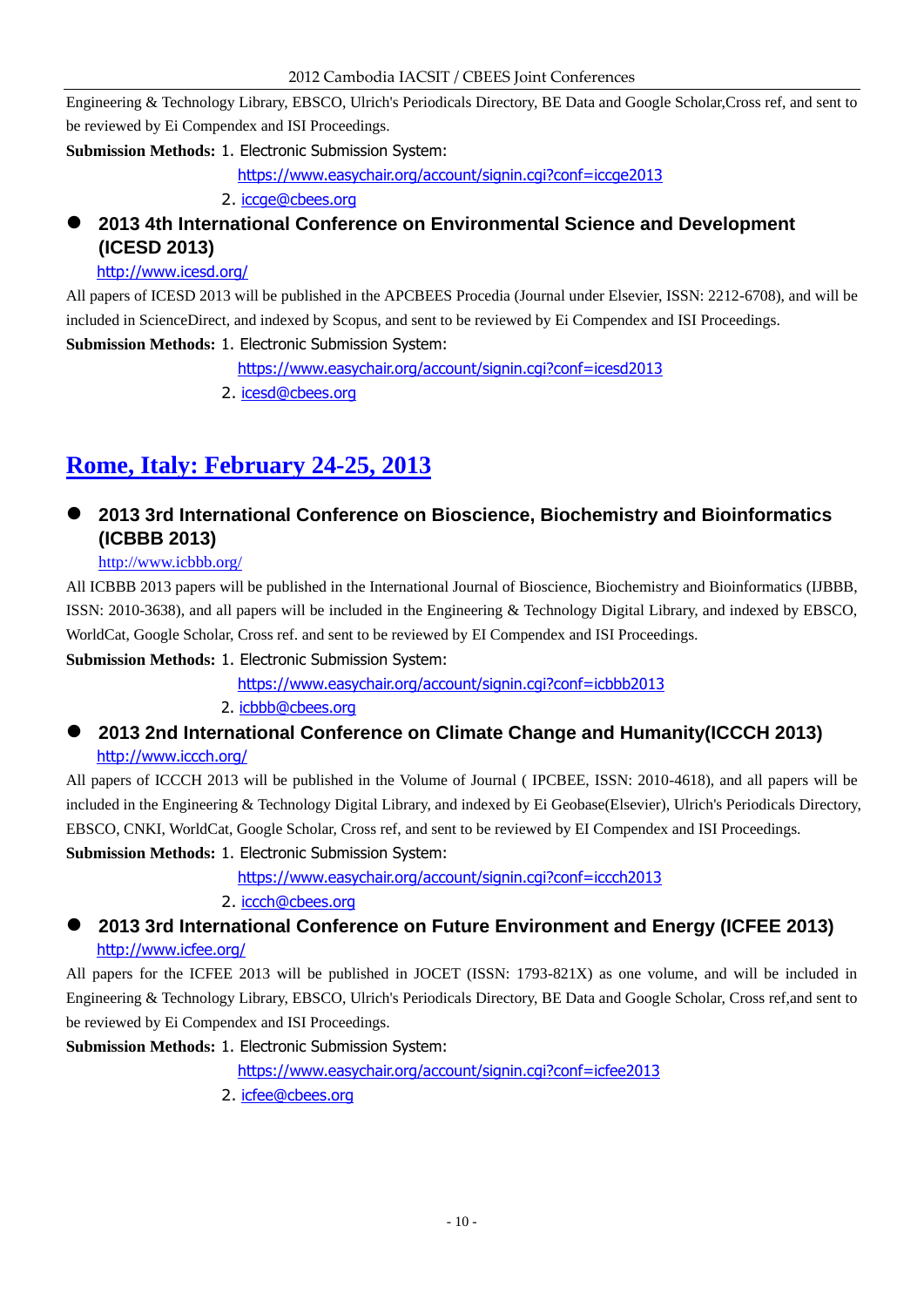Engineering & Technology Library, EBSCO, Ulrich's Periodicals Directory, BE Data and Google Scholar,Cross ref, and sent to be reviewed by Ei Compendex and ISI Proceedings.

**Submission Methods:** 1. Electronic Submission System:

https://www.easychair.org/account/signin.cgi?conf=iccge2013

2. iccge@cbees.org

- **2013 4th International Conference on Environmental Science and Development (ICESD 2013)**

http://www.icesd.org/

All papers of ICESD 2013 will be published in the APCBEES Procedia (Journal under Elsevier, ISSN: 2212-6708), and will be included in ScienceDirect, and indexed by Scopus, and sent to be reviewed by Ei Compendex and ISI Proceedings.

**Submission Methods:** 1. Electronic Submission System:

https://www.easychair.org/account/signin.cgi?conf=icesd2013

2. icesd@cbees.org

## Rome, Italy: February 24-25, 2013

- **2013 3rd International Conference on Bioscience, Biochemistry and Bioinformatics (ICBBB 2013)**

http://www.icbbb.org/

All ICBBB 2013 papers will be published in the International Journal of Bioscience, Biochemistry and Bioinformatics (IJBBB, ISSN: 2010-3638), and all papers will be included in the Engineering & Technology Digital Library, and indexed by EBSCO, WorldCat, Google Scholar, Cross ref. and sent to be reviewed by EI Compendex and ISI Proceedings.

**Submission Methods:** 1. Electronic Submission System:

https://www.easychair.org/account/signin.cgi?conf=icbbb2013

2. icbbb@cbees.org

- **2013 2nd International Conference on Climate Change and Humanity(ICCCH 2013)**

http://www.iccch.org/

All papers of ICCCH 2013 will be published in the Volume of Journal ( IPCBEE, ISSN: 2010-4618), and all papers will be included in the Engineering & Technology Digital Library, and indexed by Ei Geobase(Elsevier), Ulrich's Periodicals Directory, EBSCO, CNKI, WorldCat, Google Scholar, Cross ref, and sent to be reviewed by EI Compendex and ISI Proceedings.

**Submission Methods:** 1. Electronic Submission System:

https://www.easychair.org/account/signin.cgi?conf=iccch2013

2. iccch@cbees.org

- **2013 3rd International Conference on Future Environment and Energy (ICFEE 2013)**

http://www.icfee.org/

All papers for the ICFEE 2013 will be published in JOCET (ISSN: 1793-821X) as one volume, and will be included in Engineering & Technology Library, EBSCO, Ulrich's Periodicals Directory, BE Data and Google Scholar, Cross ref,and sent to be reviewed by Ei Compendex and ISI Proceedings.

**Submission Methods:** 1. Electronic Submission System:

https://www.easychair.org/account/signin.cgi?conf=icfee2013

2. icfee@cbees.org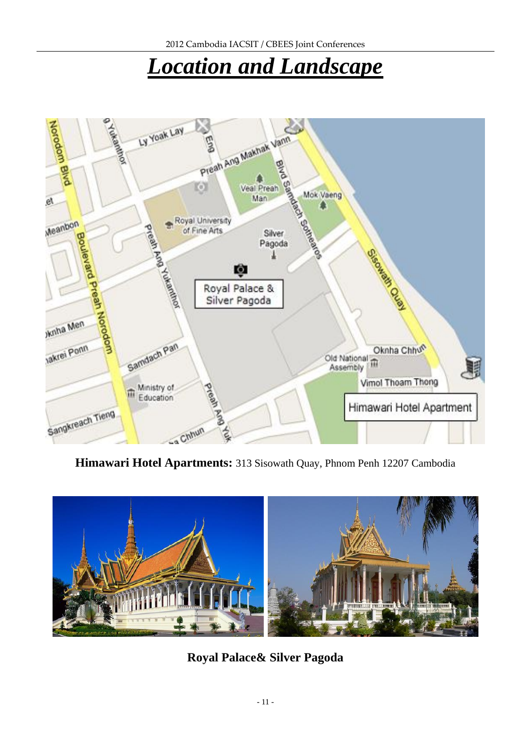# Location and Landscape

**Himawari Hotel Apartments:** 313 Sisowath Quay, Phnom Penh 12207 Cambodia

**Royal Palace& Silver Pagoda**